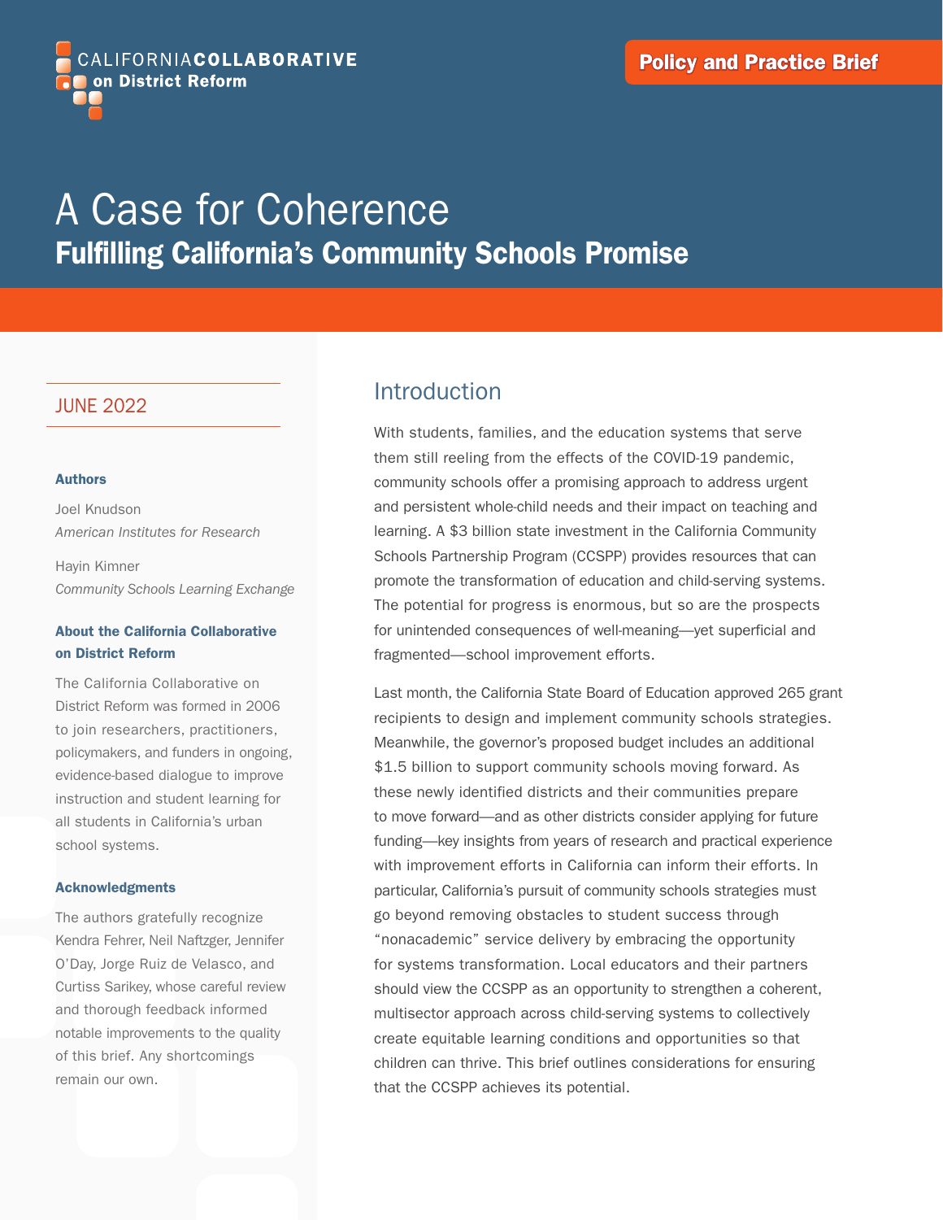CALIFORNIA**COLLABORATIVE** on District Reform

**Policy and Practice Brief**

# A Case for Coherence

## Fulfilling California's Community Schools Promise

JUNE 2022

**Authors**

Joel Knudson
*American Institutes for Research*

Hayin Kimner
*Community Schools Learning Exchange*

**About the California Collaborative on District Reform**

The California Collaborative on District Reform was formed in 2006 to join researchers, practitioners, policymakers, and funders in ongoing, evidence-based dialogue to improve instruction and student learning for all students in California's urban school systems.

**Acknowledgments**

The authors gratefully recognize Kendra Fehrer, Neil Naftzger, Jennifer O'Day, Jorge Ruiz de Velasco, and Curtiss Sarikey, whose careful review and thorough feedback informed notable improvements to the quality of this brief. Any shortcomings remain our own.

## Introduction

With students, families, and the education systems that serve them still reeling from the effects of the COVID-19 pandemic, community schools offer a promising approach to address urgent and persistent whole-child needs and their impact on teaching and learning. A $3 billion state investment in the California Community Schools Partnership Program (CCSPP) provides resources that can promote the transformation of education and child-serving systems. The potential for progress is enormous, but so are the prospects for unintended consequences of well-meaning—yet superficial and fragmented—school improvement efforts.

Last month, the California State Board of Education approved 265 grant recipients to design and implement community schools strategies. Meanwhile, the governor's proposed budget includes an additional $1.5 billion to support community schools moving forward. As these newly identified districts and their communities prepare to move forward—and as other districts consider applying for future funding—key insights from years of research and practical experience with improvement efforts in California can inform their efforts. In particular, California's pursuit of community schools strategies must go beyond removing obstacles to student success through "nonacademic" service delivery by embracing the opportunity for systems transformation. Local educators and their partners should view the CCSPP as an opportunity to strengthen a coherent, multisector approach across child-serving systems to collectively create equitable learning conditions and opportunities so that children can thrive. This brief outlines considerations for ensuring that the CCSPP achieves its potential.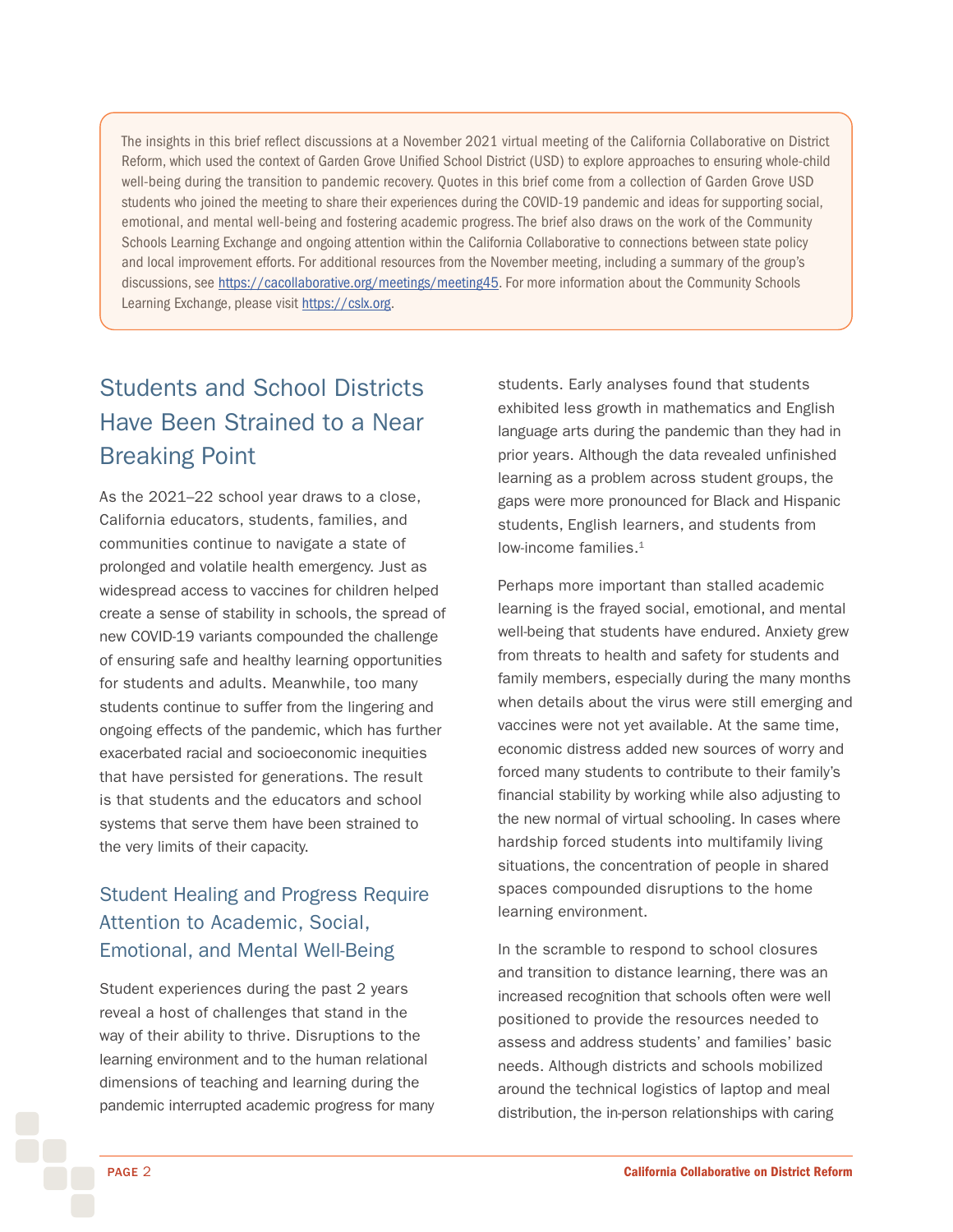The insights in this brief reflect discussions at a November 2021 virtual meeting of the California Collaborative on District Reform, which used the context of Garden Grove Unified School District (USD) to explore approaches to ensuring whole-child well-being during the transition to pandemic recovery. Quotes in this brief come from a collection of Garden Grove USD students who joined the meeting to share their experiences during the COVID-19 pandemic and ideas for supporting social, emotional, and mental well-being and fostering academic progress. The brief also draws on the work of the Community Schools Learning Exchange and ongoing attention within the California Collaborative to connections between state policy and local improvement efforts. For additional resources from the November meeting, including a summary of the group's discussions, see https://cacollaborative.org/meetings/meeting45. For more information about the Community Schools Learning Exchange, please visit https://cslx.org.

## Students and School Districts Have Been Strained to a Near Breaking Point

As the 2021–22 school year draws to a close, California educators, students, families, and communities continue to navigate a state of prolonged and volatile health emergency. Just as widespread access to vaccines for children helped create a sense of stability in schools, the spread of new COVID-19 variants compounded the challenge of ensuring safe and healthy learning opportunities for students and adults. Meanwhile, too many students continue to suffer from the lingering and ongoing effects of the pandemic, which has further exacerbated racial and socioeconomic inequities that have persisted for generations. The result is that students and the educators and school systems that serve them have been strained to the very limits of their capacity.

### Student Healing and Progress Require Attention to Academic, Social, Emotional, and Mental Well-Being

Student experiences during the past 2 years reveal a host of challenges that stand in the way of their ability to thrive. Disruptions to the learning environment and to the human relational dimensions of teaching and learning during the pandemic interrupted academic progress for many students. Early analyses found that students exhibited less growth in mathematics and English language arts during the pandemic than they had in prior years. Although the data revealed unfinished learning as a problem across student groups, the gaps were more pronounced for Black and Hispanic students, English learners, and students from low-income families.[1]

Perhaps more important than stalled academic learning is the frayed social, emotional, and mental well-being that students have endured. Anxiety grew from threats to health and safety for students and family members, especially during the many months when details about the virus were still emerging and vaccines were not yet available. At the same time, economic distress added new sources of worry and forced many students to contribute to their family's financial stability by working while also adjusting to the new normal of virtual schooling. In cases where hardship forced students into multifamily living situations, the concentration of people in shared spaces compounded disruptions to the home learning environment.

In the scramble to respond to school closures and transition to distance learning, there was an increased recognition that schools often were well positioned to provide the resources needed to assess and address students' and families' basic needs. Although districts and schools mobilized around the technical logistics of laptop and meal distribution, the in-person relationships with caring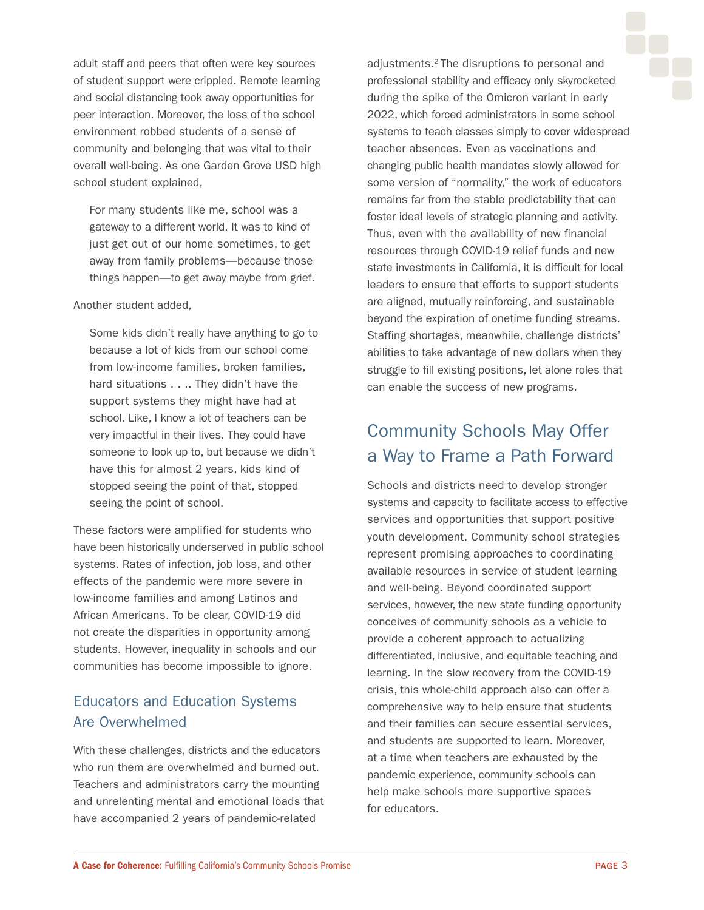adult staff and peers that often were key sources of student support were crippled. Remote learning and social distancing took away opportunities for peer interaction. Moreover, the loss of the school environment robbed students of a sense of community and belonging that was vital to their overall well-being. As one Garden Grove USD high school student explained,

> For many students like me, school was a gateway to a different world. It was to kind of just get out of our home sometimes, to get away from family problems—because those things happen—to get away maybe from grief.

Another student added,

> Some kids didn't really have anything to go to because a lot of kids from our school come from low-income families, broken families, hard situations . . .. They didn't have the support systems they might have had at school. Like, I know a lot of teachers can be very impactful in their lives. They could have someone to look up to, but because we didn't have this for almost 2 years, kids kind of stopped seeing the point of that, stopped seeing the point of school.

These factors were amplified for students who have been historically underserved in public school systems. Rates of infection, job loss, and other effects of the pandemic were more severe in low-income families and among Latinos and African Americans. To be clear, COVID-19 did not create the disparities in opportunity among students. However, inequality in schools and our communities has become impossible to ignore.

### Educators and Education Systems Are Overwhelmed

With these challenges, districts and the educators who run them are overwhelmed and burned out. Teachers and administrators carry the mounting and unrelenting mental and emotional loads that have accompanied 2 years of pandemic-related adjustments.[2] The disruptions to personal and professional stability and efficacy only skyrocketed during the spike of the Omicron variant in early 2022, which forced administrators in some school systems to teach classes simply to cover widespread teacher absences. Even as vaccinations and changing public health mandates slowly allowed for some version of "normality," the work of educators remains far from the stable predictability that can foster ideal levels of strategic planning and activity. Thus, even with the availability of new financial resources through COVID-19 relief funds and new state investments in California, it is difficult for local leaders to ensure that efforts to support students are aligned, mutually reinforcing, and sustainable beyond the expiration of onetime funding streams. Staffing shortages, meanwhile, challenge districts' abilities to take advantage of new dollars when they struggle to fill existing positions, let alone roles that can enable the success of new programs.

## Community Schools May Offer a Way to Frame a Path Forward

Schools and districts need to develop stronger systems and capacity to facilitate access to effective services and opportunities that support positive youth development. Community school strategies represent promising approaches to coordinating available resources in service of student learning and well-being. Beyond coordinated support services, however, the new state funding opportunity conceives of community schools as a vehicle to provide a coherent approach to actualizing differentiated, inclusive, and equitable teaching and learning. In the slow recovery from the COVID-19 crisis, this whole-child approach also can offer a comprehensive way to help ensure that students and their families can secure essential services, and students are supported to learn. Moreover, at a time when teachers are exhausted by the pandemic experience, community schools can help make schools more supportive spaces for educators.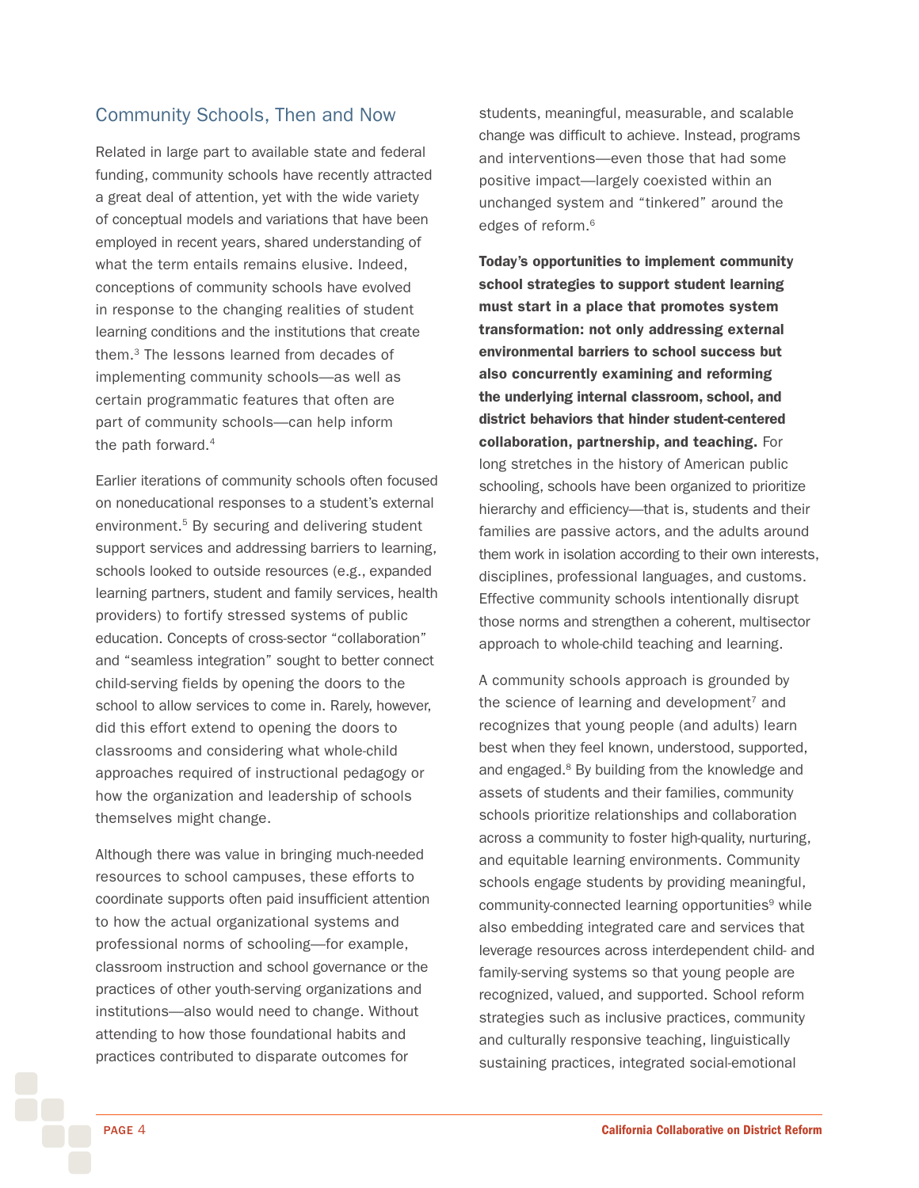## Community Schools, Then and Now

Related in large part to available state and federal funding, community schools have recently attracted a great deal of attention, yet with the wide variety of conceptual models and variations that have been employed in recent years, shared understanding of what the term entails remains elusive. Indeed, conceptions of community schools have evolved in response to the changing realities of student learning conditions and the institutions that create them.[3] The lessons learned from decades of implementing community schools—as well as certain programmatic features that often are part of community schools—can help inform the path forward.[4]

Earlier iterations of community schools often focused on noneducational responses to a student's external environment.[5] By securing and delivering student support services and addressing barriers to learning, schools looked to outside resources (e.g., expanded learning partners, student and family services, health providers) to fortify stressed systems of public education. Concepts of cross-sector "collaboration" and "seamless integration" sought to better connect child-serving fields by opening the doors to the school to allow services to come in. Rarely, however, did this effort extend to opening the doors to classrooms and considering what whole-child approaches required of instructional pedagogy or how the organization and leadership of schools themselves might change.

Although there was value in bringing much-needed resources to school campuses, these efforts to coordinate supports often paid insufficient attention to how the actual organizational systems and professional norms of schooling—for example, classroom instruction and school governance or the practices of other youth-serving organizations and institutions—also would need to change. Without attending to how those foundational habits and practices contributed to disparate outcomes for students, meaningful, measurable, and scalable change was difficult to achieve. Instead, programs and interventions—even those that had some positive impact—largely coexisted within an unchanged system and "tinkered" around the edges of reform.[6]

**Today's opportunities to implement community school strategies to support student learning must start in a place that promotes system transformation: not only addressing external environmental barriers to school success but also concurrently examining and reforming the underlying internal classroom, school, and district behaviors that hinder student-centered collaboration, partnership, and teaching.** For long stretches in the history of American public schooling, schools have been organized to prioritize hierarchy and efficiency—that is, students and their families are passive actors, and the adults around them work in isolation according to their own interests, disciplines, professional languages, and customs. Effective community schools intentionally disrupt those norms and strengthen a coherent, multisector approach to whole-child teaching and learning.

A community schools approach is grounded by the science of learning and development[7] and recognizes that young people (and adults) learn best when they feel known, understood, supported, and engaged.[8] By building from the knowledge and assets of students and their families, community schools prioritize relationships and collaboration across a community to foster high-quality, nurturing, and equitable learning environments. Community schools engage students by providing meaningful, community-connected learning opportunities[9] while also embedding integrated care and services that leverage resources across interdependent child- and family-serving systems so that young people are recognized, valued, and supported. School reform strategies such as inclusive practices, community and culturally responsive teaching, linguistically sustaining practices, integrated social-emotional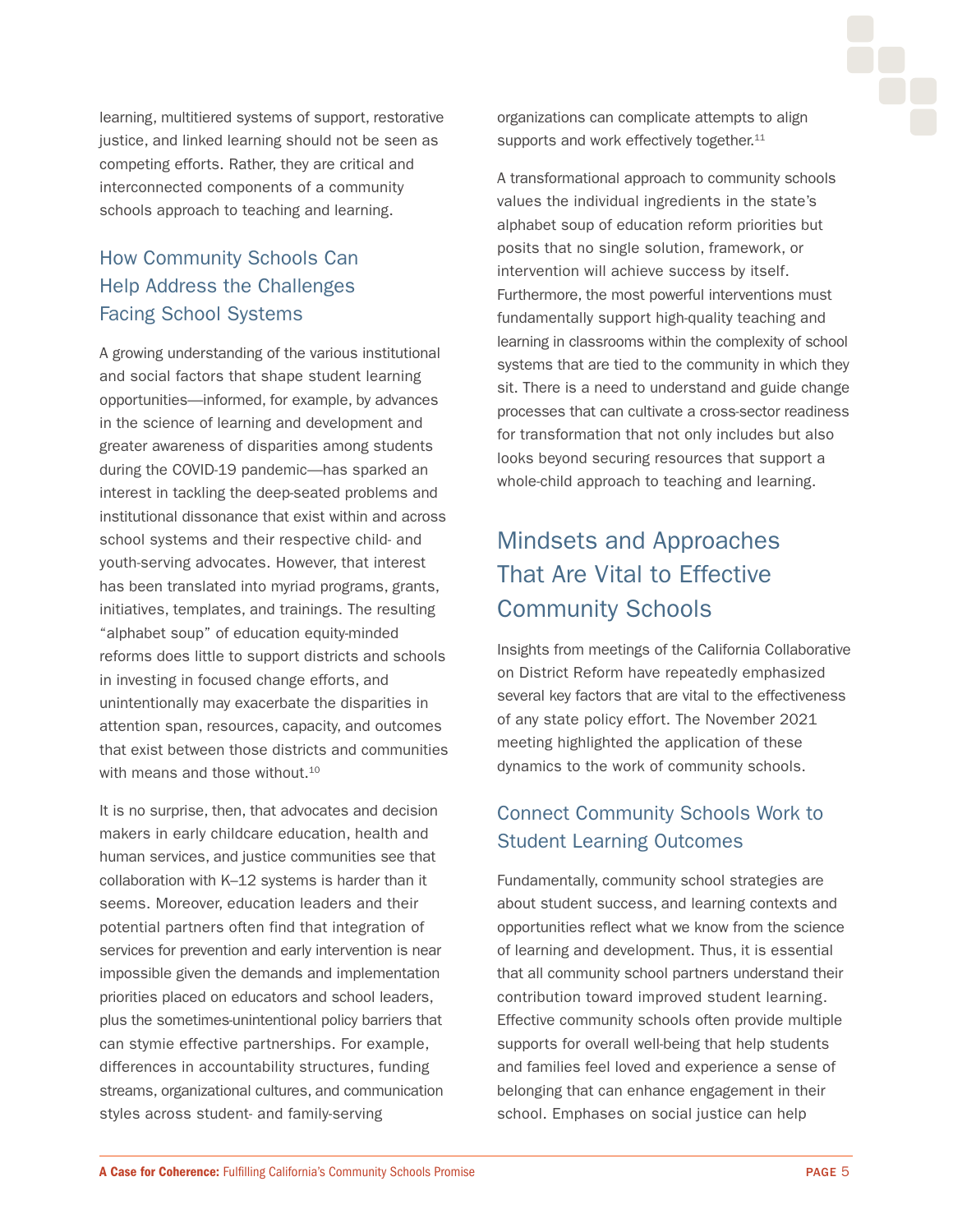learning, multitiered systems of support, restorative justice, and linked learning should not be seen as competing efforts. Rather, they are critical and interconnected components of a community schools approach to teaching and learning.

### How Community Schools Can Help Address the Challenges Facing School Systems

A growing understanding of the various institutional and social factors that shape student learning opportunities—informed, for example, by advances in the science of learning and development and greater awareness of disparities among students during the COVID-19 pandemic—has sparked an interest in tackling the deep-seated problems and institutional dissonance that exist within and across school systems and their respective child- and youth-serving advocates. However, that interest has been translated into myriad programs, grants, initiatives, templates, and trainings. The resulting "alphabet soup" of education equity-minded reforms does little to support districts and schools in investing in focused change efforts, and unintentionally may exacerbate the disparities in attention span, resources, capacity, and outcomes that exist between those districts and communities with means and those without.[10]

It is no surprise, then, that advocates and decision makers in early childcare education, health and human services, and justice communities see that collaboration with K–12 systems is harder than it seems. Moreover, education leaders and their potential partners often find that integration of services for prevention and early intervention is near impossible given the demands and implementation priorities placed on educators and school leaders, plus the sometimes-unintentional policy barriers that can stymie effective partnerships. For example, differences in accountability structures, funding streams, organizational cultures, and communication styles across student- and family-serving organizations can complicate attempts to align supports and work effectively together.[11]

A transformational approach to community schools values the individual ingredients in the state's alphabet soup of education reform priorities but posits that no single solution, framework, or intervention will achieve success by itself. Furthermore, the most powerful interventions must fundamentally support high-quality teaching and learning in classrooms within the complexity of school systems that are tied to the community in which they sit. There is a need to understand and guide change processes that can cultivate a cross-sector readiness for transformation that not only includes but also looks beyond securing resources that support a whole-child approach to teaching and learning.

## Mindsets and Approaches That Are Vital to Effective Community Schools

Insights from meetings of the California Collaborative on District Reform have repeatedly emphasized several key factors that are vital to the effectiveness of any state policy effort. The November 2021 meeting highlighted the application of these dynamics to the work of community schools.

### Connect Community Schools Work to Student Learning Outcomes

Fundamentally, community school strategies are about student success, and learning contexts and opportunities reflect what we know from the science of learning and development. Thus, it is essential that all community school partners understand their contribution toward improved student learning. Effective community schools often provide multiple supports for overall well-being that help students and families feel loved and experience a sense of belonging that can enhance engagement in their school. Emphases on social justice can help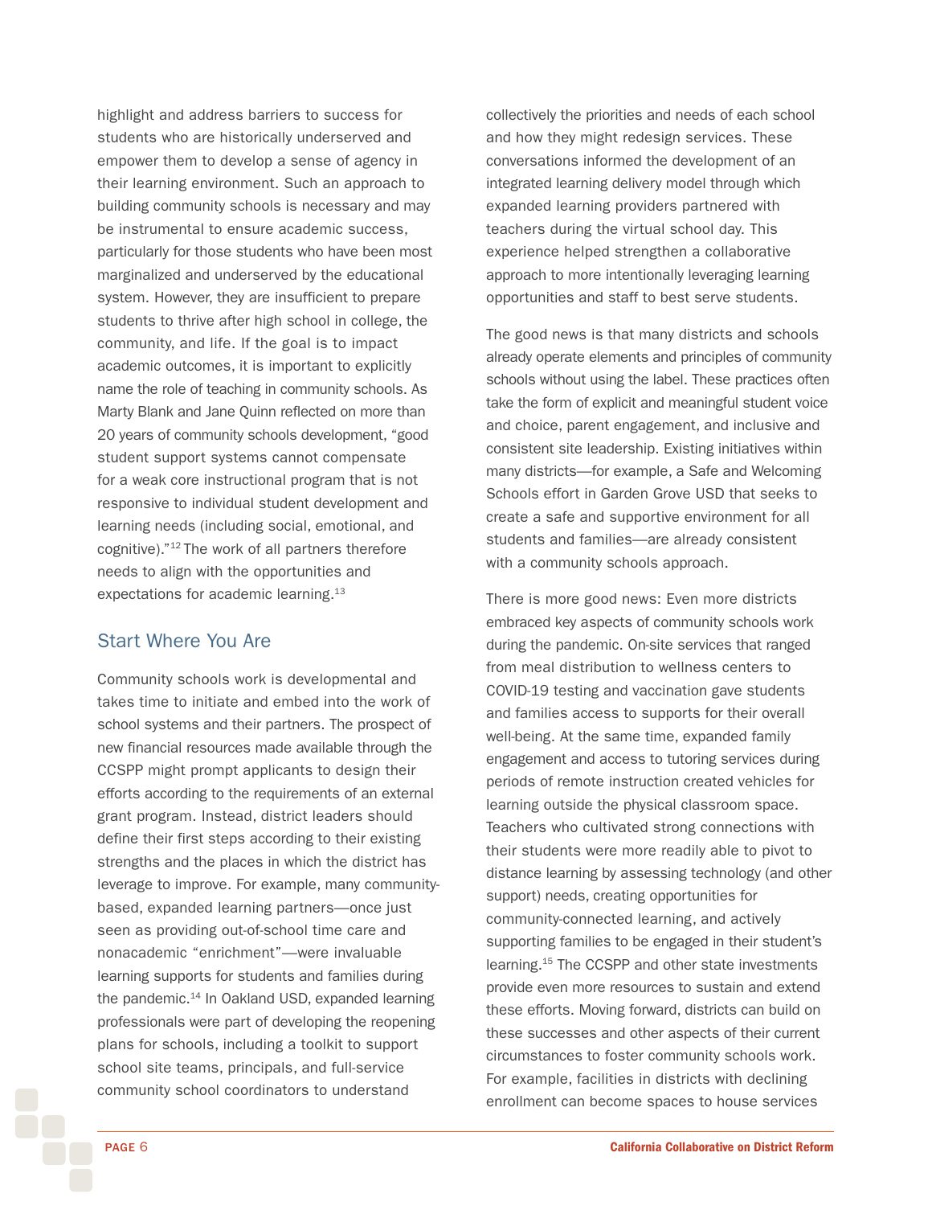highlight and address barriers to success for students who are historically underserved and empower them to develop a sense of agency in their learning environment. Such an approach to building community schools is necessary and may be instrumental to ensure academic success, particularly for those students who have been most marginalized and underserved by the educational system. However, they are insufficient to prepare students to thrive after high school in college, the community, and life. If the goal is to impact academic outcomes, it is important to explicitly name the role of teaching in community schools. As Marty Blank and Jane Quinn reflected on more than 20 years of community schools development, "good student support systems cannot compensate for a weak core instructional program that is not responsive to individual student development and learning needs (including social, emotional, and cognitive)."[12] The work of all partners therefore needs to align with the opportunities and expectations for academic learning.[13]

## Start Where You Are

Community schools work is developmental and takes time to initiate and embed into the work of school systems and their partners. The prospect of new financial resources made available through the CCSPP might prompt applicants to design their efforts according to the requirements of an external grant program. Instead, district leaders should define their first steps according to their existing strengths and the places in which the district has leverage to improve. For example, many community-based, expanded learning partners—once just seen as providing out-of-school time care and nonacademic "enrichment"—were invaluable learning supports for students and families during the pandemic.[14] In Oakland USD, expanded learning professionals were part of developing the reopening plans for schools, including a toolkit to support school site teams, principals, and full-service community school coordinators to understand collectively the priorities and needs of each school and how they might redesign services. These conversations informed the development of an integrated learning delivery model through which expanded learning providers partnered with teachers during the virtual school day. This experience helped strengthen a collaborative approach to more intentionally leveraging learning opportunities and staff to best serve students.

The good news is that many districts and schools already operate elements and principles of community schools without using the label. These practices often take the form of explicit and meaningful student voice and choice, parent engagement, and inclusive and consistent site leadership. Existing initiatives within many districts—for example, a Safe and Welcoming Schools effort in Garden Grove USD that seeks to create a safe and supportive environment for all students and families—are already consistent with a community schools approach.

There is more good news: Even more districts embraced key aspects of community schools work during the pandemic. On-site services that ranged from meal distribution to wellness centers to COVID-19 testing and vaccination gave students and families access to supports for their overall well-being. At the same time, expanded family engagement and access to tutoring services during periods of remote instruction created vehicles for learning outside the physical classroom space. Teachers who cultivated strong connections with their students were more readily able to pivot to distance learning by assessing technology (and other support) needs, creating opportunities for community-connected learning, and actively supporting families to be engaged in their student's learning.[15] The CCSPP and other state investments provide even more resources to sustain and extend these efforts. Moving forward, districts can build on these successes and other aspects of their current circumstances to foster community schools work. For example, facilities in districts with declining enrollment can become spaces to house services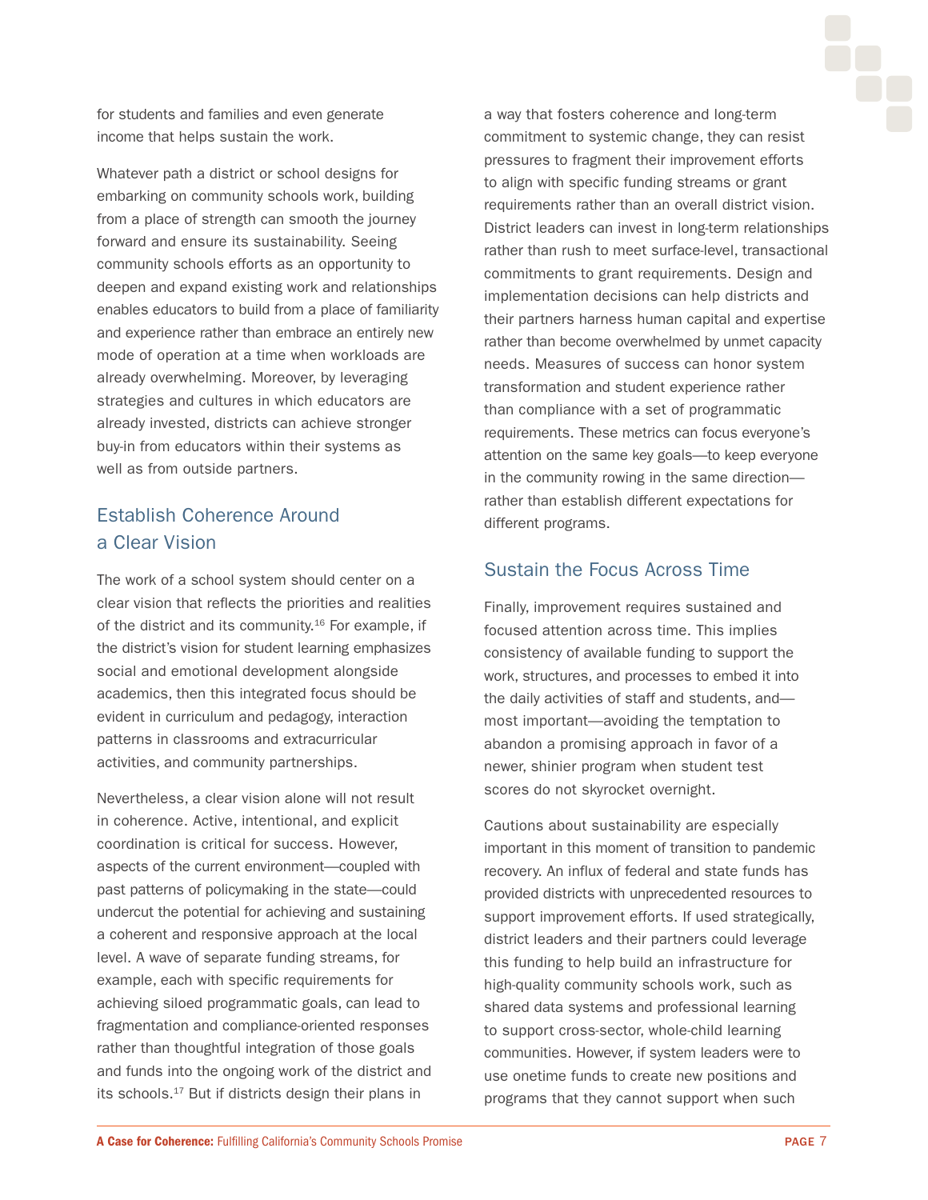for students and families and even generate income that helps sustain the work.

Whatever path a district or school designs for embarking on community schools work, building from a place of strength can smooth the journey forward and ensure its sustainability. Seeing community schools efforts as an opportunity to deepen and expand existing work and relationships enables educators to build from a place of familiarity and experience rather than embrace an entirely new mode of operation at a time when workloads are already overwhelming. Moreover, by leveraging strategies and cultures in which educators are already invested, districts can achieve stronger buy-in from educators within their systems as well as from outside partners.

## Establish Coherence Around a Clear Vision

The work of a school system should center on a clear vision that reflects the priorities and realities of the district and its community.[16] For example, if the district's vision for student learning emphasizes social and emotional development alongside academics, then this integrated focus should be evident in curriculum and pedagogy, interaction patterns in classrooms and extracurricular activities, and community partnerships.

Nevertheless, a clear vision alone will not result in coherence. Active, intentional, and explicit coordination is critical for success. However, aspects of the current environment—coupled with past patterns of policymaking in the state—could undercut the potential for achieving and sustaining a coherent and responsive approach at the local level. A wave of separate funding streams, for example, each with specific requirements for achieving siloed programmatic goals, can lead to fragmentation and compliance-oriented responses rather than thoughtful integration of those goals and funds into the ongoing work of the district and its schools.[17] But if districts design their plans in a way that fosters coherence and long-term commitment to systemic change, they can resist pressures to fragment their improvement efforts to align with specific funding streams or grant requirements rather than an overall district vision. District leaders can invest in long-term relationships rather than rush to meet surface-level, transactional commitments to grant requirements. Design and implementation decisions can help districts and their partners harness human capital and expertise rather than become overwhelmed by unmet capacity needs. Measures of success can honor system transformation and student experience rather than compliance with a set of programmatic requirements. These metrics can focus everyone's attention on the same key goals—to keep everyone in the community rowing in the same direction—rather than establish different expectations for different programs.

## Sustain the Focus Across Time

Finally, improvement requires sustained and focused attention across time. This implies consistency of available funding to support the work, structures, and processes to embed it into the daily activities of staff and students, and—most important—avoiding the temptation to abandon a promising approach in favor of a newer, shinier program when student test scores do not skyrocket overnight.

Cautions about sustainability are especially important in this moment of transition to pandemic recovery. An influx of federal and state funds has provided districts with unprecedented resources to support improvement efforts. If used strategically, district leaders and their partners could leverage this funding to help build an infrastructure for high-quality community schools work, such as shared data systems and professional learning to support cross-sector, whole-child learning communities. However, if system leaders were to use onetime funds to create new positions and programs that they cannot support when such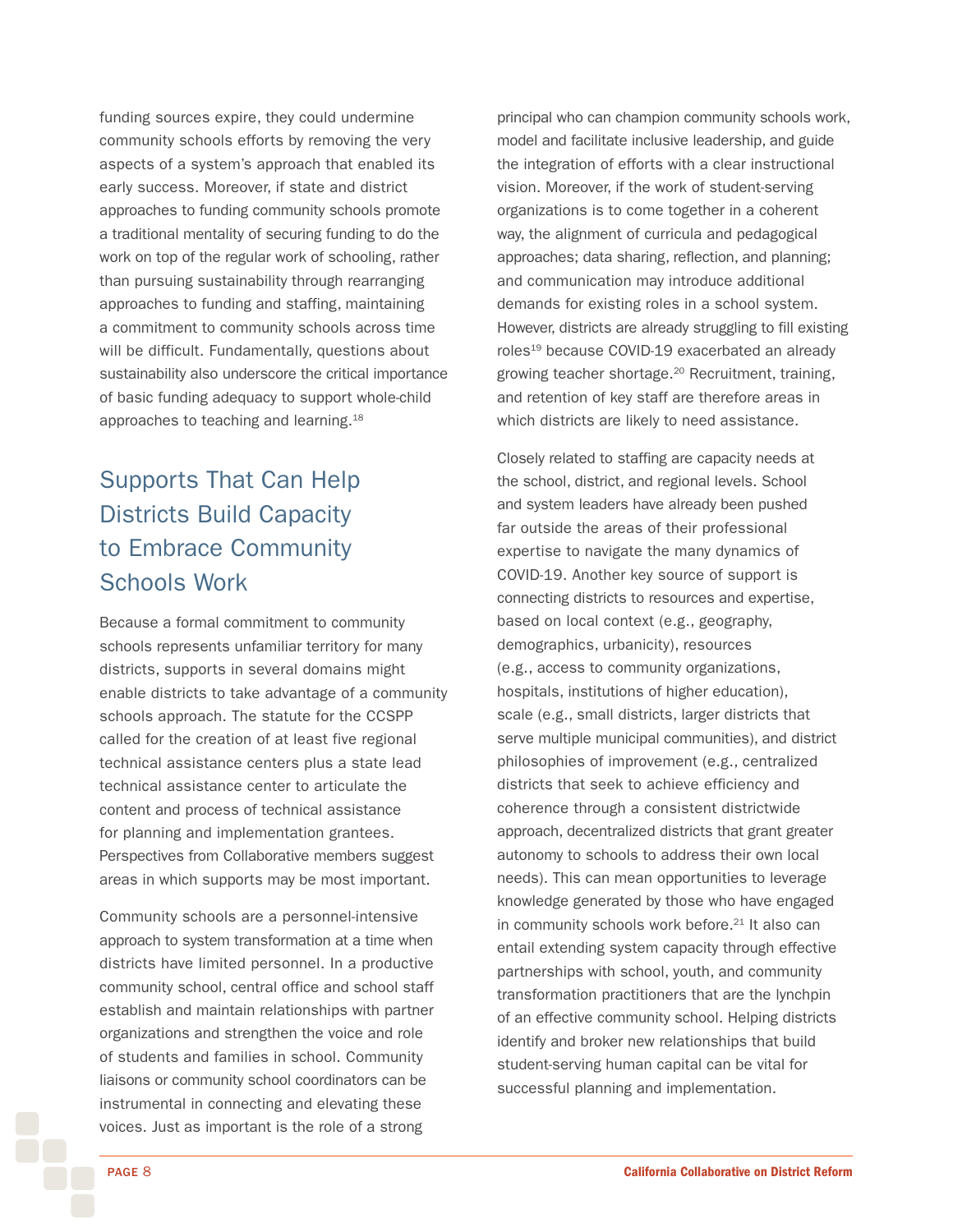funding sources expire, they could undermine community schools efforts by removing the very aspects of a system's approach that enabled its early success. Moreover, if state and district approaches to funding community schools promote a traditional mentality of securing funding to do the work on top of the regular work of schooling, rather than pursuing sustainability through rearranging approaches to funding and staffing, maintaining a commitment to community schools across time will be difficult. Fundamentally, questions about sustainability also underscore the critical importance of basic funding adequacy to support whole-child approaches to teaching and learning.[18]

## Supports That Can Help Districts Build Capacity to Embrace Community Schools Work

Because a formal commitment to community schools represents unfamiliar territory for many districts, supports in several domains might enable districts to take advantage of a community schools approach. The statute for the CCSPP called for the creation of at least five regional technical assistance centers plus a state lead technical assistance center to articulate the content and process of technical assistance for planning and implementation grantees. Perspectives from Collaborative members suggest areas in which supports may be most important.

Community schools are a personnel-intensive approach to system transformation at a time when districts have limited personnel. In a productive community school, central office and school staff establish and maintain relationships with partner organizations and strengthen the voice and role of students and families in school. Community liaisons or community school coordinators can be instrumental in connecting and elevating these voices. Just as important is the role of a strong principal who can champion community schools work, model and facilitate inclusive leadership, and guide the integration of efforts with a clear instructional vision. Moreover, if the work of student-serving organizations is to come together in a coherent way, the alignment of curricula and pedagogical approaches; data sharing, reflection, and planning; and communication may introduce additional demands for existing roles in a school system. However, districts are already struggling to fill existing roles[19] because COVID-19 exacerbated an already growing teacher shortage.[20] Recruitment, training, and retention of key staff are therefore areas in which districts are likely to need assistance.

Closely related to staffing are capacity needs at the school, district, and regional levels. School and system leaders have already been pushed far outside the areas of their professional expertise to navigate the many dynamics of COVID-19. Another key source of support is connecting districts to resources and expertise, based on local context (e.g., geography, demographics, urbanicity), resources (e.g., access to community organizations, hospitals, institutions of higher education), scale (e.g., small districts, larger districts that serve multiple municipal communities), and district philosophies of improvement (e.g., centralized districts that seek to achieve efficiency and coherence through a consistent districtwide approach, decentralized districts that grant greater autonomy to schools to address their own local needs). This can mean opportunities to leverage knowledge generated by those who have engaged in community schools work before.[21] It also can entail extending system capacity through effective partnerships with school, youth, and community transformation practitioners that are the lynchpin of an effective community school. Helping districts identify and broker new relationships that build student-serving human capital can be vital for successful planning and implementation.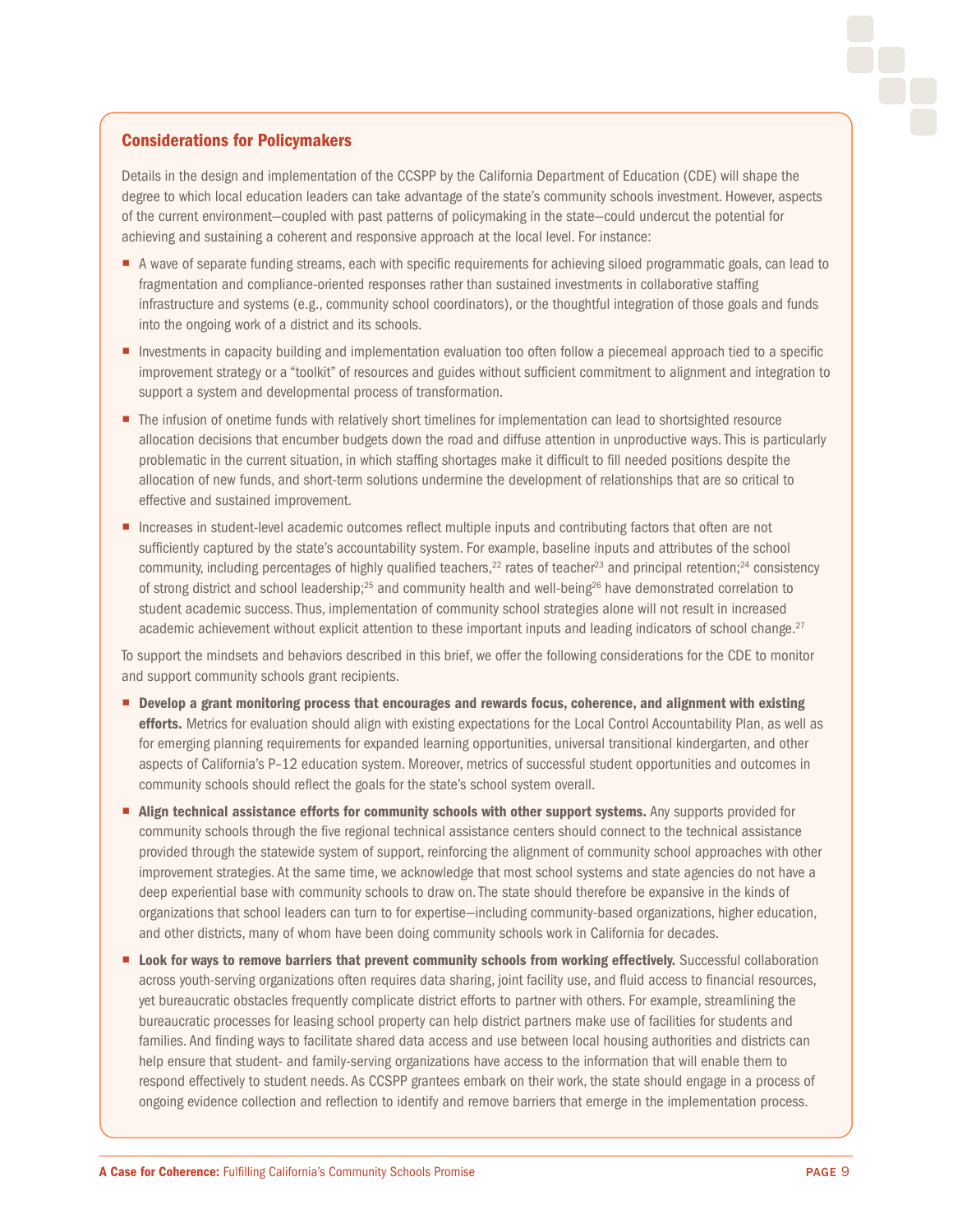## Considerations for Policymakers

Details in the design and implementation of the CCSPP by the California Department of Education (CDE) will shape the degree to which local education leaders can take advantage of the state's community schools investment. However, aspects of the current environment—coupled with past patterns of policymaking in the state—could undercut the potential for achieving and sustaining a coherent and responsive approach at the local level. For instance:

- A wave of separate funding streams, each with specific requirements for achieving siloed programmatic goals, can lead to fragmentation and compliance-oriented responses rather than sustained investments in collaborative staffing infrastructure and systems (e.g., community school coordinators), or the thoughtful integration of those goals and funds into the ongoing work of a district and its schools.
- Investments in capacity building and implementation evaluation too often follow a piecemeal approach tied to a specific improvement strategy or a "toolkit" of resources and guides without sufficient commitment to alignment and integration to support a system and developmental process of transformation.
- The infusion of onetime funds with relatively short timelines for implementation can lead to shortsighted resource allocation decisions that encumber budgets down the road and diffuse attention in unproductive ways. This is particularly problematic in the current situation, in which staffing shortages make it difficult to fill needed positions despite the allocation of new funds, and short-term solutions undermine the development of relationships that are so critical to effective and sustained improvement.
- Increases in student-level academic outcomes reflect multiple inputs and contributing factors that often are not sufficiently captured by the state's accountability system. For example, baseline inputs and attributes of the school community, including percentages of highly qualified teachers,[22] rates of teacher[23] and principal retention;[24] consistency of strong district and school leadership;[25] and community health and well-being[26] have demonstrated correlation to student academic success. Thus, implementation of community school strategies alone will not result in increased academic achievement without explicit attention to these important inputs and leading indicators of school change.[27]

To support the mindsets and behaviors described in this brief, we offer the following considerations for the CDE to monitor and support community schools grant recipients.

- **Develop a grant monitoring process that encourages and rewards focus, coherence, and alignment with existing efforts.** Metrics for evaluation should align with existing expectations for the Local Control Accountability Plan, as well as for emerging planning requirements for expanded learning opportunities, universal transitional kindergarten, and other aspects of California's P–12 education system. Moreover, metrics of successful student opportunities and outcomes in community schools should reflect the goals for the state's school system overall.
- **Align technical assistance efforts for community schools with other support systems.** Any supports provided for community schools through the five regional technical assistance centers should connect to the technical assistance provided through the statewide system of support, reinforcing the alignment of community school approaches with other improvement strategies. At the same time, we acknowledge that most school systems and state agencies do not have a deep experiential base with community schools to draw on. The state should therefore be expansive in the kinds of organizations that school leaders can turn to for expertise—including community-based organizations, higher education, and other districts, many of whom have been doing community schools work in California for decades.
- **Look for ways to remove barriers that prevent community schools from working effectively.** Successful collaboration across youth-serving organizations often requires data sharing, joint facility use, and fluid access to financial resources, yet bureaucratic obstacles frequently complicate district efforts to partner with others. For example, streamlining the bureaucratic processes for leasing school property can help district partners make use of facilities for students and families. And finding ways to facilitate shared data access and use between local housing authorities and districts can help ensure that student- and family-serving organizations have access to the information that will enable them to respond effectively to student needs. As CCSPP grantees embark on their work, the state should engage in a process of ongoing evidence collection and reflection to identify and remove barriers that emerge in the implementation process.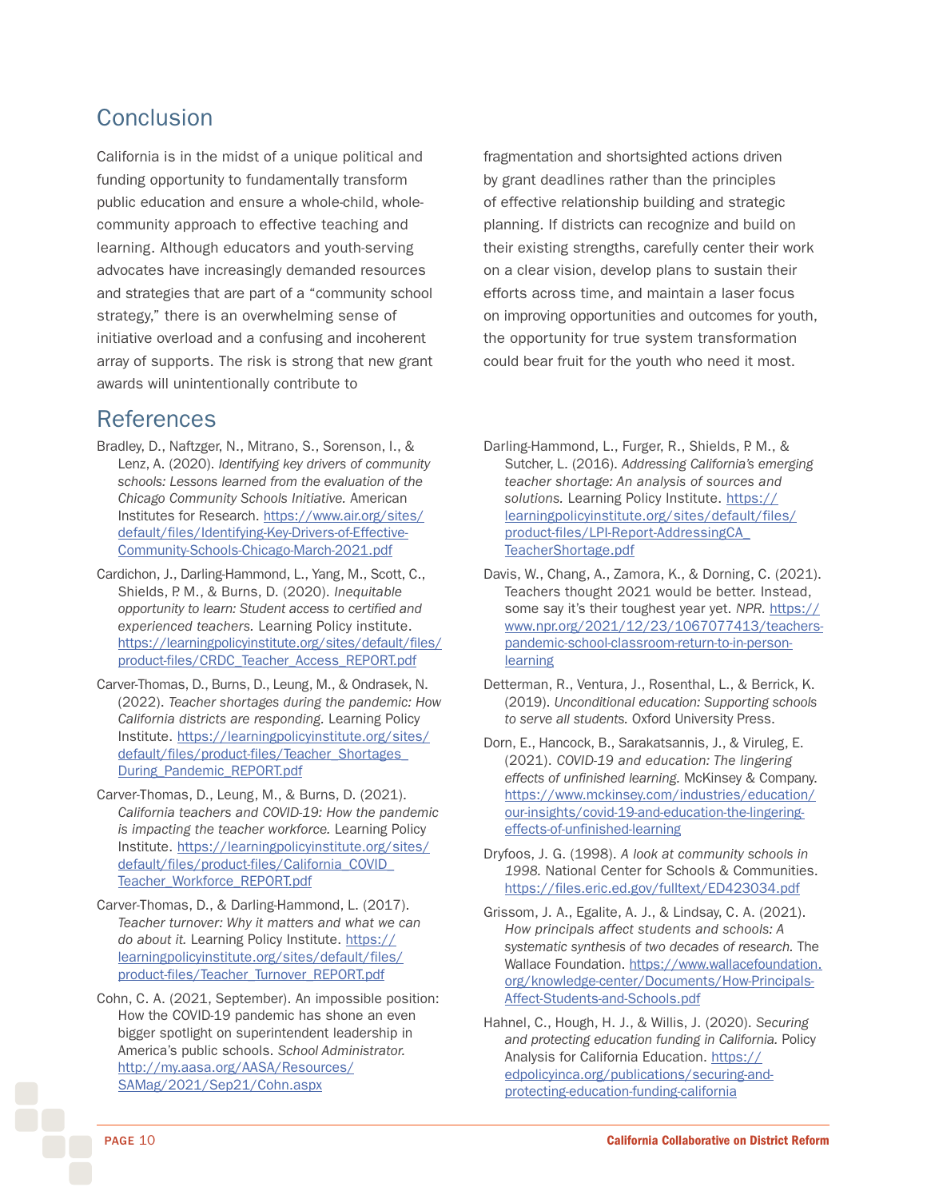## Conclusion

California is in the midst of a unique political and funding opportunity to fundamentally transform public education and ensure a whole-child, whole-community approach to effective teaching and learning. Although educators and youth-serving advocates have increasingly demanded resources and strategies that are part of a "community school strategy," there is an overwhelming sense of initiative overload and a confusing and incoherent array of supports. The risk is strong that new grant awards will unintentionally contribute to fragmentation and shortsighted actions driven by grant deadlines rather than the principles of effective relationship building and strategic planning. If districts can recognize and build on their existing strengths, carefully center their work on a clear vision, develop plans to sustain their efforts across time, and maintain a laser focus on improving opportunities and outcomes for youth, the opportunity for true system transformation could bear fruit for the youth who need it most.

## References

Bradley, D., Naftzger, N., Mitrano, S., Sorenson, I., & Lenz, A. (2020). *Identifying key drivers of community schools: Lessons learned from the evaluation of the Chicago Community Schools Initiative.* American Institutes for Research. https://www.air.org/sites/default/files/Identifying-Key-Drivers-of-Effective-Community-Schools-Chicago-March-2021.pdf

Cardichon, J., Darling-Hammond, L., Yang, M., Scott, C., Shields, P. M., & Burns, D. (2020). *Inequitable opportunity to learn: Student access to certified and experienced teachers.* Learning Policy institute. https://learningpolicyinstitute.org/sites/default/files/product-files/CRDC_Teacher_Access_REPORT.pdf

Carver-Thomas, D., Burns, D., Leung, M., & Ondrasek, N. (2022). *Teacher shortages during the pandemic: How California districts are responding.* Learning Policy Institute. https://learningpolicyinstitute.org/sites/default/files/product-files/Teacher_Shortages_During_Pandemic_REPORT.pdf

Carver-Thomas, D., Leung, M., & Burns, D. (2021). *California teachers and COVID-19: How the pandemic is impacting the teacher workforce.* Learning Policy Institute. https://learningpolicyinstitute.org/sites/default/files/product-files/California_COVID_Teacher_Workforce_REPORT.pdf

Carver-Thomas, D., & Darling-Hammond, L. (2017). *Teacher turnover: Why it matters and what we can do about it.* Learning Policy Institute. https://learningpolicyinstitute.org/sites/default/files/product-files/Teacher_Turnover_REPORT.pdf

Cohn, C. A. (2021, September). An impossible position: How the COVID-19 pandemic has shone an even bigger spotlight on superintendent leadership in America's public schools. *School Administrator.* http://my.aasa.org/AASA/Resources/SAMag/2021/Sep21/Cohn.aspx

Darling-Hammond, L., Furger, R., Shields, P. M., & Sutcher, L. (2016). *Addressing California's emerging teacher shortage: An analysis of sources and solutions.* Learning Policy Institute. https://learningpolicyinstitute.org/sites/default/files/product-files/LPI-Report-AddressingCA_TeacherShortage.pdf

Davis, W., Chang, A., Zamora, K., & Dorning, C. (2021). Teachers thought 2021 would be better. Instead, some say it's their toughest year yet. *NPR.* https://www.npr.org/2021/12/23/1067077413/teachers-pandemic-school-classroom-return-to-in-person-learning

Detterman, R., Ventura, J., Rosenthal, L., & Berrick, K. (2019). *Unconditional education: Supporting schools to serve all students.* Oxford University Press.

Dorn, E., Hancock, B., Sarakatsannis, J., & Viruleg, E. (2021). *COVID-19 and education: The lingering effects of unfinished learning.* McKinsey & Company. https://www.mckinsey.com/industries/education/our-insights/covid-19-and-education-the-lingering-effects-of-unfinished-learning

Dryfoos, J. G. (1998). *A look at community schools in 1998.* National Center for Schools & Communities. https://files.eric.ed.gov/fulltext/ED423034.pdf

Grissom, J. A., Egalite, A. J., & Lindsay, C. A. (2021). *How principals affect students and schools: A systematic synthesis of two decades of research.* The Wallace Foundation. https://www.wallacefoundation.org/knowledge-center/Documents/How-Principals-Affect-Students-and-Schools.pdf

Hahnel, C., Hough, H. J., & Willis, J. (2020). *Securing and protecting education funding in California.* Policy Analysis for California Education. https://edpolicyinca.org/publications/securing-and-protecting-education-funding-california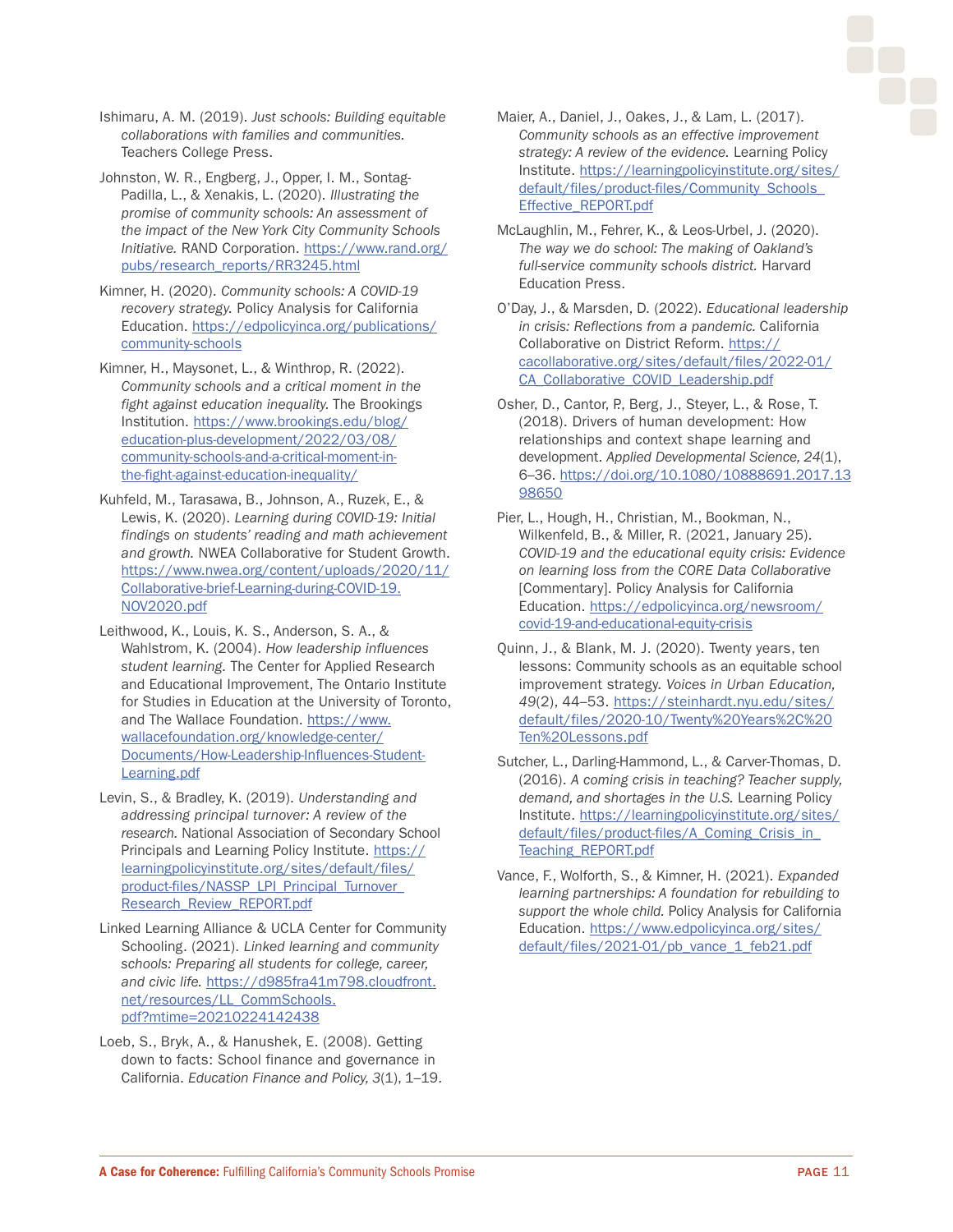Ishimaru, A. M. (2019). *Just schools: Building equitable collaborations with families and communities.* Teachers College Press.

Johnston, W. R., Engberg, J., Opper, I. M., Sontag-Padilla, L., & Xenakis, L. (2020). *Illustrating the promise of community schools: An assessment of the impact of the New York City Community Schools Initiative.* RAND Corporation. https://www.rand.org/pubs/research_reports/RR3245.html

Kimner, H. (2020). *Community schools: A COVID-19 recovery strategy.* Policy Analysis for California Education. https://edpolicyinca.org/publications/community-schools

Kimner, H., Maysonet, L., & Winthrop, R. (2022). *Community schools and a critical moment in the fight against education inequality.* The Brookings Institution. https://www.brookings.edu/blog/education-plus-development/2022/03/08/community-schools-and-a-critical-moment-in-the-fight-against-education-inequality/

Kuhfeld, M., Tarasawa, B., Johnson, A., Ruzek, E., & Lewis, K. (2020). *Learning during COVID-19: Initial findings on students' reading and math achievement and growth.* NWEA Collaborative for Student Growth. https://www.nwea.org/content/uploads/2020/11/Collaborative-brief-Learning-during-COVID-19.NOV2020.pdf

Leithwood, K., Louis, K. S., Anderson, S. A., & Wahlstrom, K. (2004). *How leadership influences student learning.* The Center for Applied Research and Educational Improvement, The Ontario Institute for Studies in Education at the University of Toronto, and The Wallace Foundation. https://www.wallacefoundation.org/knowledge-center/Documents/How-Leadership-Influences-Student-Learning.pdf

Levin, S., & Bradley, K. (2019). *Understanding and addressing principal turnover: A review of the research.* National Association of Secondary School Principals and Learning Policy Institute. https://learningpolicyinstitute.org/sites/default/files/product-files/NASSP_LPI_Principal_Turnover_Research_Review_REPORT.pdf

Linked Learning Alliance & UCLA Center for Community Schooling. (2021). *Linked learning and community schools: Preparing all students for college, career, and civic life.* https://d985fra41m798.cloudfront.net/resources/LL_CommSchools.pdf?mtime=20210224142438

Loeb, S., Bryk, A., & Hanushek, E. (2008). Getting down to facts: School finance and governance in California. *Education Finance and Policy, 3*(1), 1–19.

Maier, A., Daniel, J., Oakes, J., & Lam, L. (2017). *Community schools as an effective improvement strategy: A review of the evidence.* Learning Policy Institute. https://learningpolicyinstitute.org/sites/default/files/product-files/Community_Schools_Effective_REPORT.pdf

McLaughlin, M., Fehrer, K., & Leos-Urbel, J. (2020). *The way we do school: The making of Oakland's full-service community schools district.* Harvard Education Press.

O'Day, J., & Marsden, D. (2022). *Educational leadership in crisis: Reflections from a pandemic.* California Collaborative on District Reform. https://cacollaborative.org/sites/default/files/2022-01/CA_Collaborative_COVID_Leadership.pdf

Osher, D., Cantor, P., Berg, J., Steyer, L., & Rose, T. (2018). Drivers of human development: How relationships and context shape learning and development. *Applied Developmental Science, 24*(1), 6–36. https://doi.org/10.1080/10888691.2017.1398650

Pier, L., Hough, H., Christian, M., Bookman, N., Wilkenfeld, B., & Miller, R. (2021, January 25). *COVID-19 and the educational equity crisis: Evidence on learning loss from the CORE Data Collaborative* [Commentary]. Policy Analysis for California Education. https://edpolicyinca.org/newsroom/covid-19-and-educational-equity-crisis

Quinn, J., & Blank, M. J. (2020). Twenty years, ten lessons: Community schools as an equitable school improvement strategy. *Voices in Urban Education, 49*(2), 44–53. https://steinhardt.nyu.edu/sites/default/files/2020-10/Twenty%20Years%2C%20Ten%20Lessons.pdf

Sutcher, L., Darling-Hammond, L., & Carver-Thomas, D. (2016). *A coming crisis in teaching? Teacher supply, demand, and shortages in the U.S.* Learning Policy Institute. https://learningpolicyinstitute.org/sites/default/files/product-files/A_Coming_Crisis_in_Teaching_REPORT.pdf

Vance, F., Wolforth, S., & Kimner, H. (2021). *Expanded learning partnerships: A foundation for rebuilding to support the whole child.* Policy Analysis for California Education. https://www.edpolicyinca.org/sites/default/files/2021-01/pb_vance_1_feb21.pdf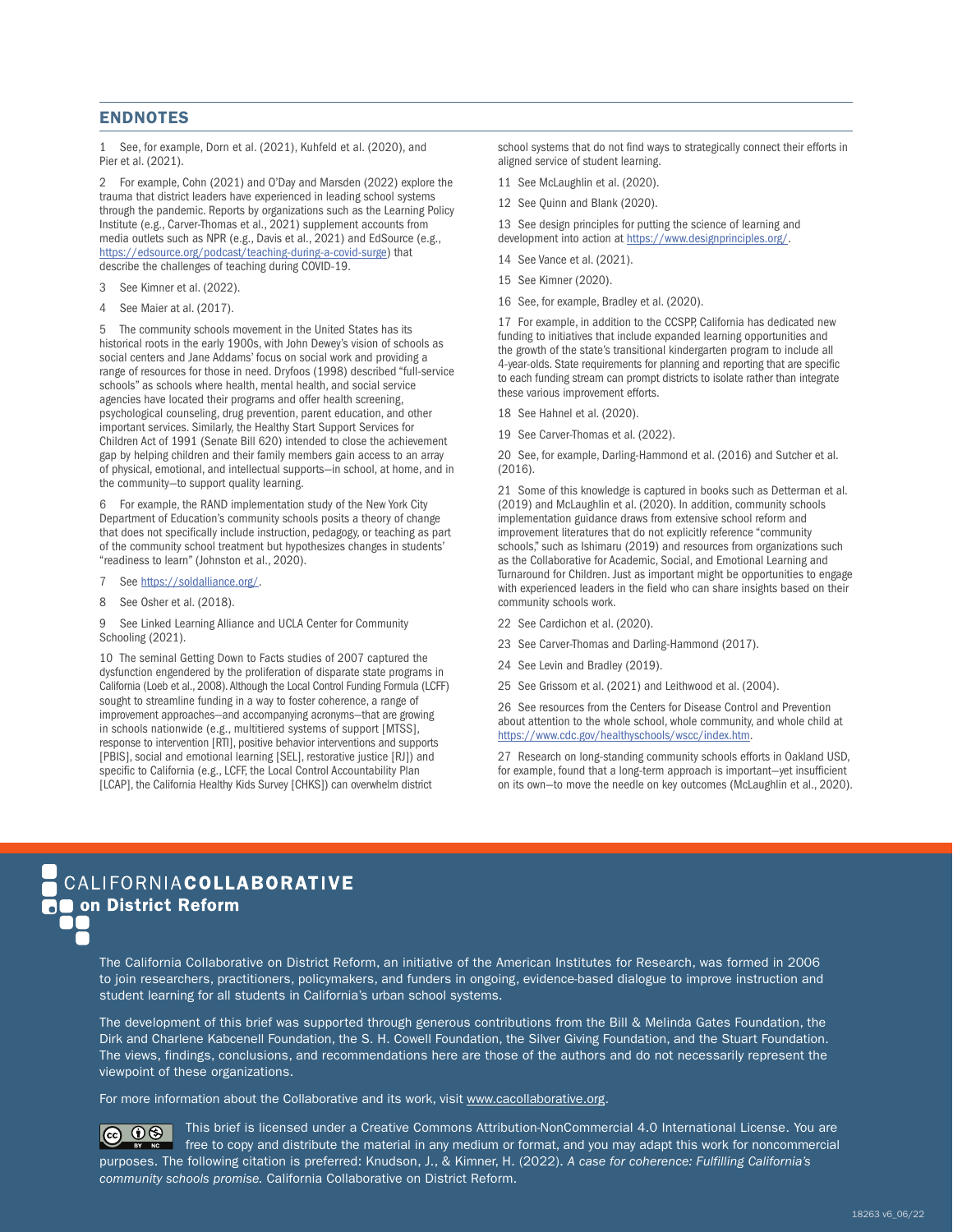## ENDNOTES

1 See, for example, Dorn et al. (2021), Kuhfeld et al. (2020), and Pier et al. (2021).

2 For example, Cohn (2021) and O'Day and Marsden (2022) explore the trauma that district leaders have experienced in leading school systems through the pandemic. Reports by organizations such as the Learning Policy Institute (e.g., Carver-Thomas et al., 2021) supplement accounts from media outlets such as NPR (e.g., Davis et al., 2021) and EdSource (e.g., https://edsource.org/podcast/teaching-during-a-covid-surge) that describe the challenges of teaching during COVID-19.

3 See Kimner et al. (2022).

4 See Maier at al. (2017).

5 The community schools movement in the United States has its historical roots in the early 1900s, with John Dewey's vision of schools as social centers and Jane Addams' focus on social work and providing a range of resources for those in need. Dryfoos (1998) described "full-service schools" as schools where health, mental health, and social service agencies have located their programs and offer health screening, psychological counseling, drug prevention, parent education, and other important services. Similarly, the Healthy Start Support Services for Children Act of 1991 (Senate Bill 620) intended to close the achievement gap by helping children and their family members gain access to an array of physical, emotional, and intellectual supports—in school, at home, and in the community—to support quality learning.

6 For example, the RAND implementation study of the New York City Department of Education's community schools posits a theory of change that does not specifically include instruction, pedagogy, or teaching as part of the community school treatment but hypothesizes changes in students' "readiness to learn" (Johnston et al., 2020).

7 See https://soldalliance.org/.

8 See Osher et al. (2018).

9 See Linked Learning Alliance and UCLA Center for Community Schooling (2021).

10 The seminal Getting Down to Facts studies of 2007 captured the dysfunction engendered by the proliferation of disparate state programs in California (Loeb et al., 2008). Although the Local Control Funding Formula (LCFF) sought to streamline funding in a way to foster coherence, a range of improvement approaches—and accompanying acronyms—that are growing in schools nationwide (e.g., multitiered systems of support [MTSS], response to intervention [RTI], positive behavior interventions and supports [PBIS], social and emotional learning [SEL], restorative justice [RJ]) and specific to California (e.g., LCFF, the Local Control Accountability Plan [LCAP], the California Healthy Kids Survey [CHKS]) can overwhelm district school systems that do not find ways to strategically connect their efforts in aligned service of student learning.

11 See McLaughlin et al. (2020).

12 See Quinn and Blank (2020).

13 See design principles for putting the science of learning and development into action at https://www.designprinciples.org/.

14 See Vance et al. (2021).

15 See Kimner (2020).

16 See, for example, Bradley et al. (2020).

17 For example, in addition to the CCSPP, California has dedicated new funding to initiatives that include expanded learning opportunities and the growth of the state's transitional kindergarten program to include all 4-year-olds. State requirements for planning and reporting that are specific to each funding stream can prompt districts to isolate rather than integrate these various improvement efforts.

18 See Hahnel et al. (2020).

19 See Carver-Thomas et al. (2022).

20 See, for example, Darling-Hammond et al. (2016) and Sutcher et al. (2016).

21 Some of this knowledge is captured in books such as Detterman et al. (2019) and McLaughlin et al. (2020). In addition, community schools implementation guidance draws from extensive school reform and improvement literatures that do not explicitly reference "community schools," such as Ishimaru (2019) and resources from organizations such as the Collaborative for Academic, Social, and Emotional Learning and Turnaround for Children. Just as important might be opportunities to engage with experienced leaders in the field who can share insights based on their community schools work.

22 See Cardichon et al. (2020).

23 See Carver-Thomas and Darling-Hammond (2017).

24 See Levin and Bradley (2019).

25 See Grissom et al. (2021) and Leithwood et al. (2004).

26 See resources from the Centers for Disease Control and Prevention about attention to the whole school, whole community, and whole child at https://www.cdc.gov/healthyschools/wscc/index.htm.

27 Research on long-standing community schools efforts in Oakland USD, for example, found that a long-term approach is important—yet insufficient on its own—to move the needle on key outcomes (McLaughlin et al., 2020).

CALIFORNIA**COLLABORATIVE**
**on District Reform**

The California Collaborative on District Reform, an initiative of the American Institutes for Research, was formed in 2006 to join researchers, practitioners, policymakers, and funders in ongoing, evidence-based dialogue to improve instruction and student learning for all students in California's urban school systems.

The development of this brief was supported through generous contributions from the Bill & Melinda Gates Foundation, the Dirk and Charlene Kabcenell Foundation, the S. H. Cowell Foundation, the Silver Giving Foundation, and the Stuart Foundation. The views, findings, conclusions, and recommendations here are those of the authors and do not necessarily represent the viewpoint of these organizations.

For more information about the Collaborative and its work, visit www.cacollaborative.org.

This brief is licensed under a Creative Commons Attribution-NonCommercial 4.0 International License. You are free to copy and distribute the material in any medium or format, and you may adapt this work for noncommercial purposes. The following citation is preferred: Knudson, J., & Kimner, H. (2022). *A case for coherence: Fulfilling California's community schools promise.* California Collaborative on District Reform.

18263 v6_06/22